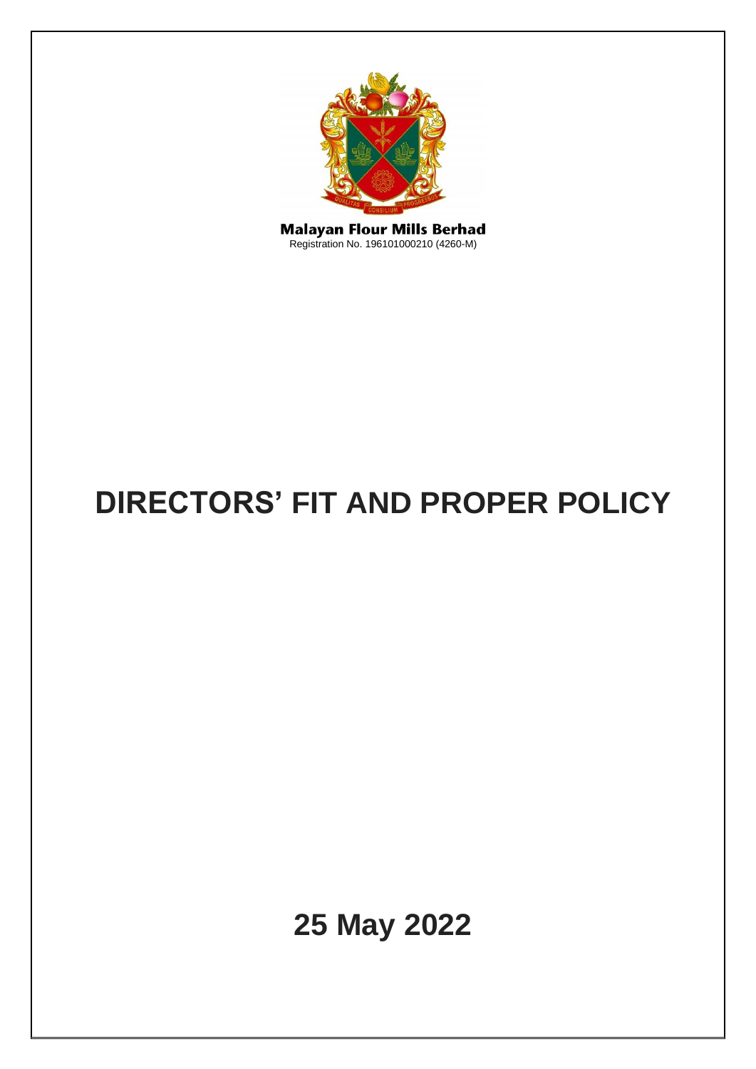**Malayan Flour Mills Berhad**
Registration No. 196101000210 (4260-M)

# DIRECTORS' FIT AND PROPER POLICY

## 25 May 2022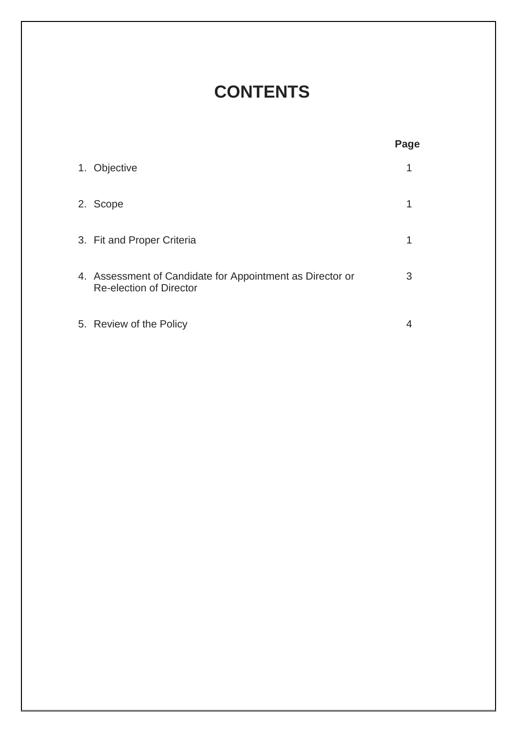# CONTENTS

| | Page |
|---|---|
| 1. Objective | 1 |
| 2. Scope | 1 |
| 3. Fit and Proper Criteria | 1 |
| 4. Assessment of Candidate for Appointment as Director or Re-election of Director | 3 |
| 5. Review of the Policy | 4 |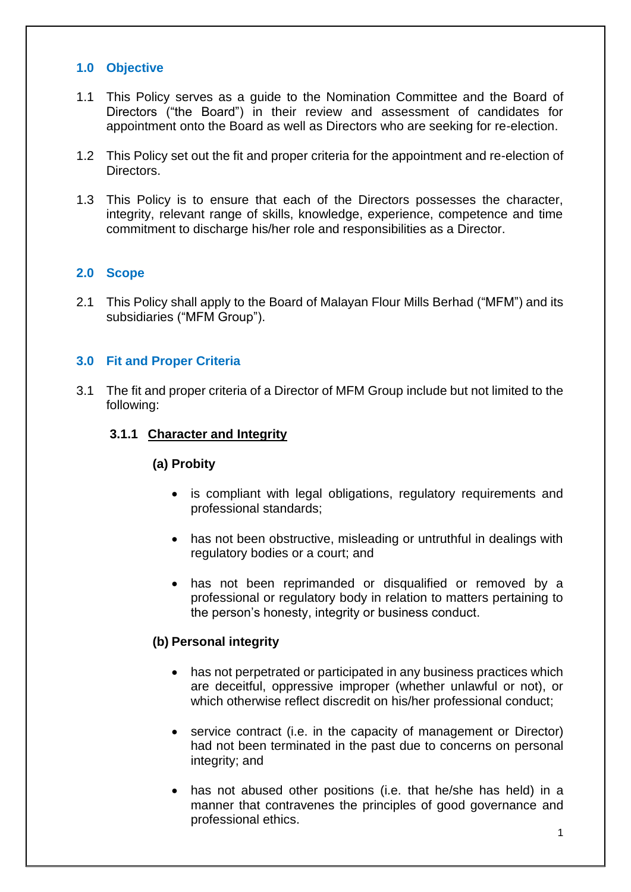## 1.0 Objective

1.1 This Policy serves as a guide to the Nomination Committee and the Board of Directors ("the Board") in their review and assessment of candidates for appointment onto the Board as well as Directors who are seeking for re-election.

1.2 This Policy set out the fit and proper criteria for the appointment and re-election of Directors.

1.3 This Policy is to ensure that each of the Directors possesses the character, integrity, relevant range of skills, knowledge, experience, competence and time commitment to discharge his/her role and responsibilities as a Director.

## 2.0 Scope

2.1 This Policy shall apply to the Board of Malayan Flour Mills Berhad ("MFM") and its subsidiaries ("MFM Group").

## 3.0 Fit and Proper Criteria

3.1 The fit and proper criteria of a Director of MFM Group include but not limited to the following:

### 3.1.1 Character and Integrity

**(a) Probity**

- is compliant with legal obligations, regulatory requirements and professional standards;
- has not been obstructive, misleading or untruthful in dealings with regulatory bodies or a court; and
- has not been reprimanded or disqualified or removed by a professional or regulatory body in relation to matters pertaining to the person's honesty, integrity or business conduct.

**(b) Personal integrity**

- has not perpetrated or participated in any business practices which are deceitful, oppressive improper (whether unlawful or not), or which otherwise reflect discredit on his/her professional conduct;
- service contract (i.e. in the capacity of management or Director) had not been terminated in the past due to concerns on personal integrity; and
- has not abused other positions (i.e. that he/she has held) in a manner that contravenes the principles of good governance and professional ethics.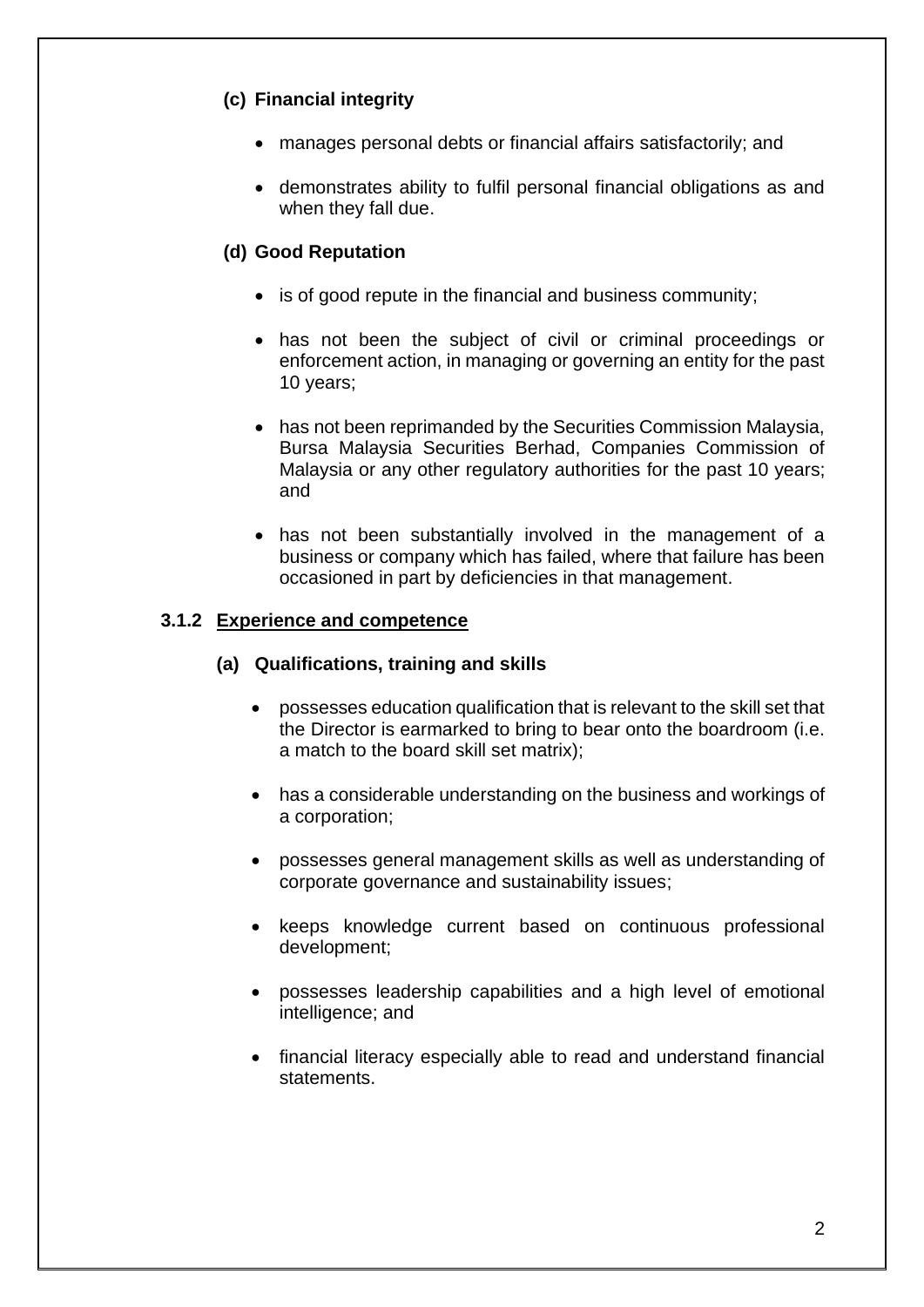**(c) Financial integrity**

- manages personal debts or financial affairs satisfactorily; and
- demonstrates ability to fulfil personal financial obligations as and when they fall due.

**(d) Good Reputation**

- is of good repute in the financial and business community;
- has not been the subject of civil or criminal proceedings or enforcement action, in managing or governing an entity for the past 10 years;
- has not been reprimanded by the Securities Commission Malaysia, Bursa Malaysia Securities Berhad, Companies Commission of Malaysia or any other regulatory authorities for the past 10 years; and
- has not been substantially involved in the management of a business or company which has failed, where that failure has been occasioned in part by deficiencies in that management.

### 3.1.2 <u>Experience and competence</u>

**(a) Qualifications, training and skills**

- possesses education qualification that is relevant to the skill set that the Director is earmarked to bring to bear onto the boardroom (i.e. a match to the board skill set matrix);
- has a considerable understanding on the business and workings of a corporation;
- possesses general management skills as well as understanding of corporate governance and sustainability issues;
- keeps knowledge current based on continuous professional development;
- possesses leadership capabilities and a high level of emotional intelligence; and
- financial literacy especially able to read and understand financial statements.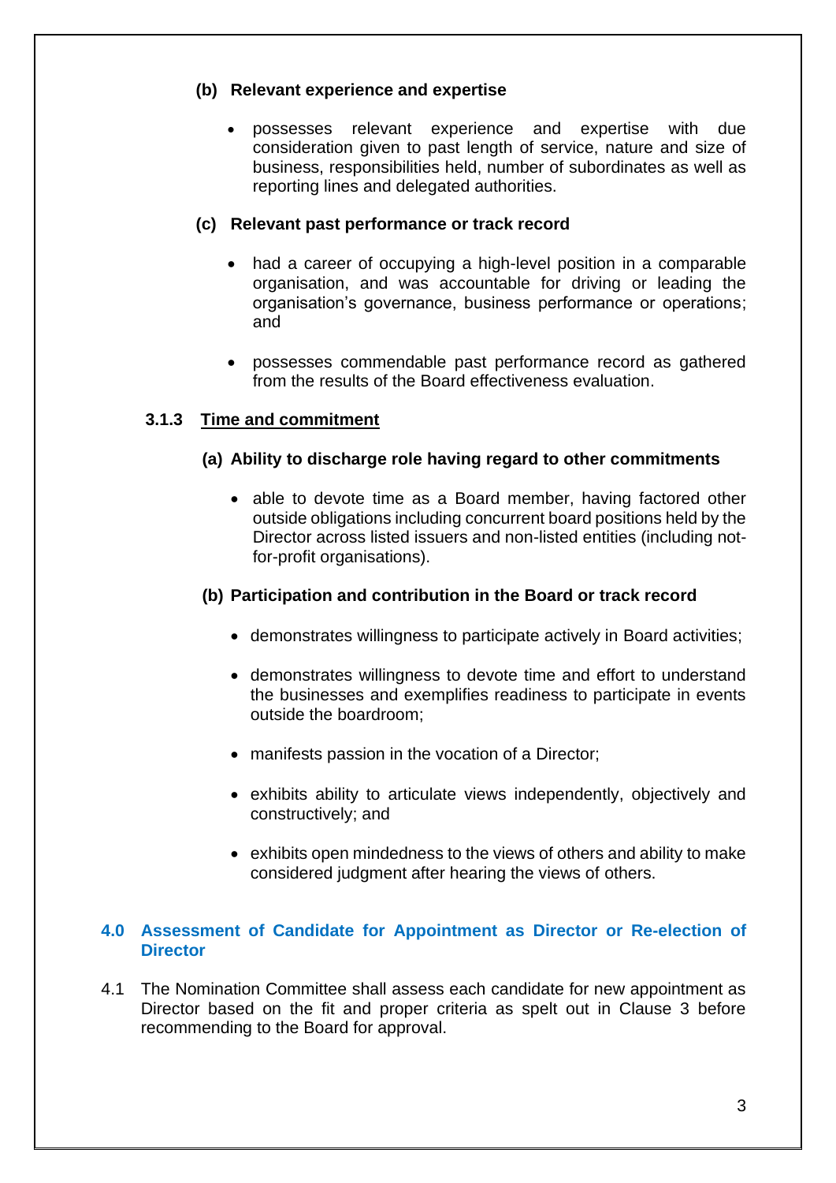**(b) Relevant experience and expertise**

- possesses relevant experience and expertise with due consideration given to past length of service, nature and size of business, responsibilities held, number of subordinates as well as reporting lines and delegated authorities.

**(c) Relevant past performance or track record**

- had a career of occupying a high-level position in a comparable organisation, and was accountable for driving or leading the organisation's governance, business performance or operations; and

- possesses commendable past performance record as gathered from the results of the Board effectiveness evaluation.

### 3.1.3 <u>Time and commitment</u>

**(a) Ability to discharge role having regard to other commitments**

- able to devote time as a Board member, having factored other outside obligations including concurrent board positions held by the Director across listed issuers and non-listed entities (including not-for-profit organisations).

**(b) Participation and contribution in the Board or track record**

- demonstrates willingness to participate actively in Board activities;

- demonstrates willingness to devote time and effort to understand the businesses and exemplifies readiness to participate in events outside the boardroom;

- manifests passion in the vocation of a Director;

- exhibits ability to articulate views independently, objectively and constructively; and

- exhibits open mindedness to the views of others and ability to make considered judgment after hearing the views of others.

## 4.0 Assessment of Candidate for Appointment as Director or Re-election of Director

4.1 The Nomination Committee shall assess each candidate for new appointment as Director based on the fit and proper criteria as spelt out in Clause 3 before recommending to the Board for approval.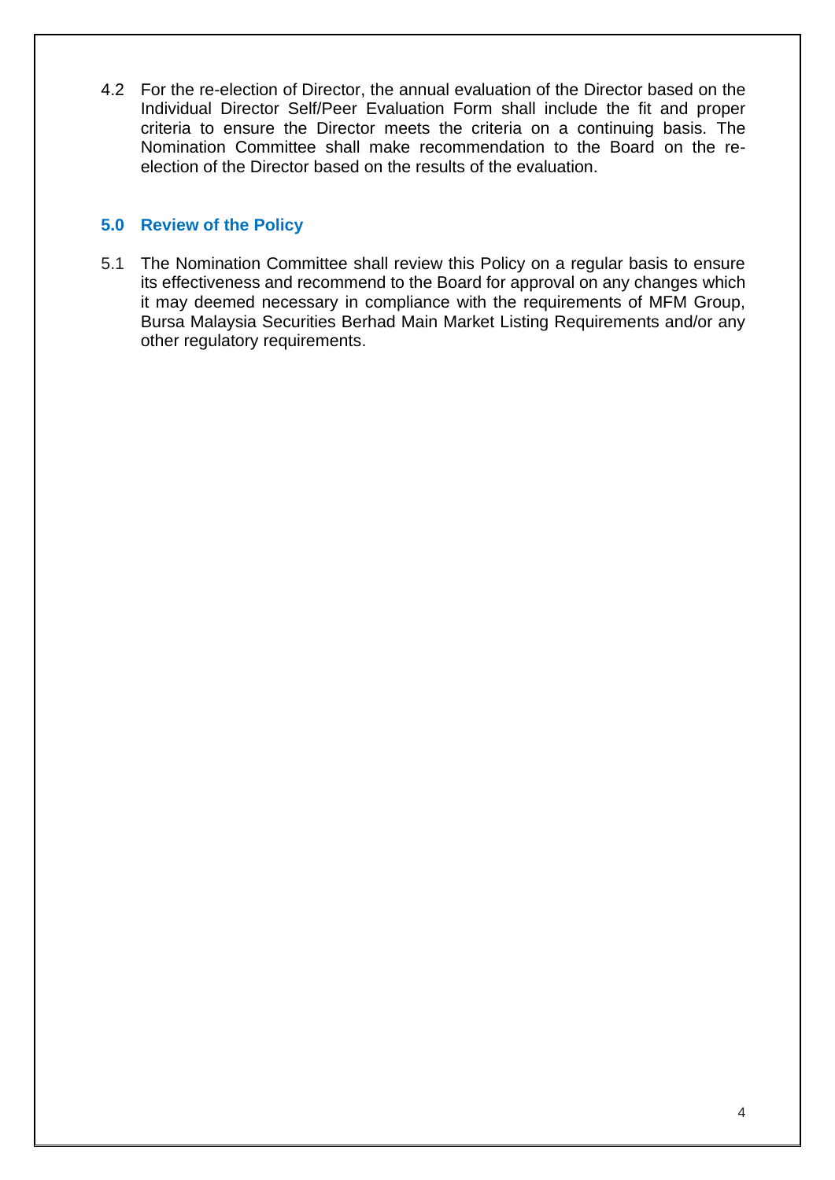4.2 For the re-election of Director, the annual evaluation of the Director based on the Individual Director Self/Peer Evaluation Form shall include the fit and proper criteria to ensure the Director meets the criteria on a continuing basis. The Nomination Committee shall make recommendation to the Board on the re-election of the Director based on the results of the evaluation.

## 5.0 Review of the Policy

5.1 The Nomination Committee shall review this Policy on a regular basis to ensure its effectiveness and recommend to the Board for approval on any changes which it may deemed necessary in compliance with the requirements of MFM Group, Bursa Malaysia Securities Berhad Main Market Listing Requirements and/or any other regulatory requirements.